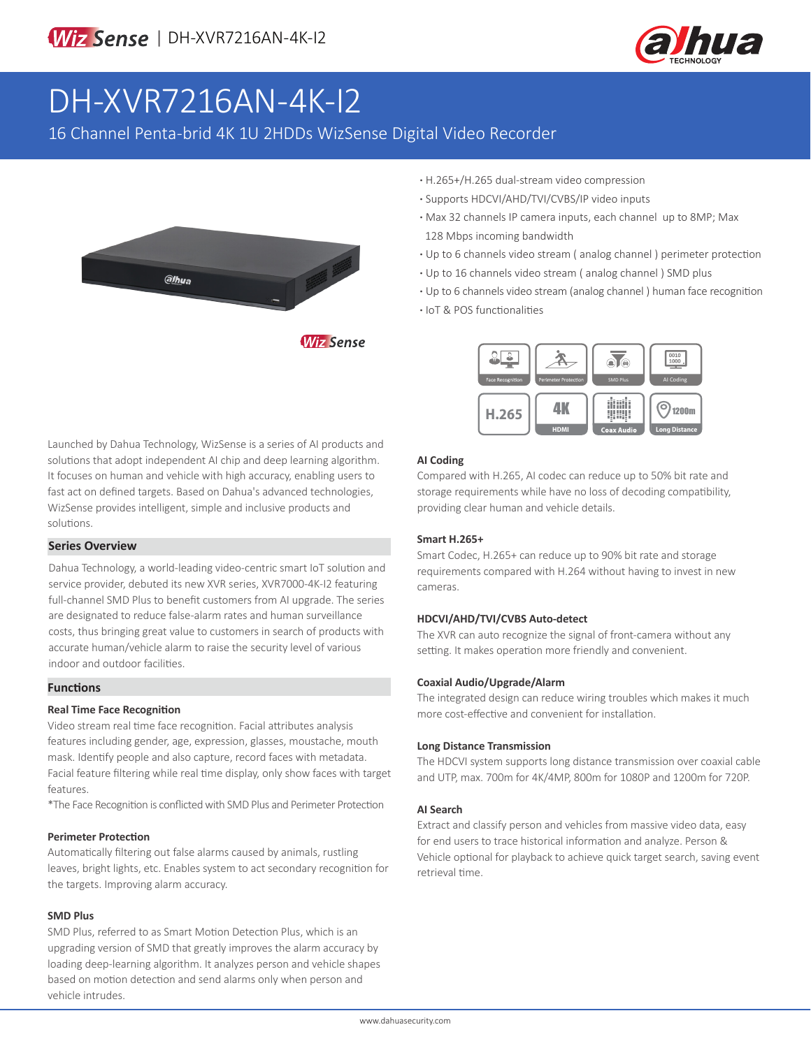# DH-XVR7216AN-4K-I2

16 Channel Penta-brid 4K 1U 2HDDs WizSense Digital Video Recorder

- H.265+/H.265 dual-stream video compression
- Supports HDCVI/AHD/TVI/CVBS/IP video inputs
- Max 32 channels IP camera inputs, each channel up to 8MP; Max 128 Mbps incoming bandwidth
- Up to 6 channels video stream ( analog channel ) perimeter protection
- Up to 16 channels video stream ( analog channel ) SMD plus
- Up to 6 channels video stream (analog channel ) human face recognition
- IoT & POS functionalities

Launched by Dahua Technology, WizSense is a series of AI products and solutions that adopt independent AI chip and deep learning algorithm. It focuses on human and vehicle with high accuracy, enabling users to fast act on defined targets. Based on Dahua's advanced technologies, WizSense provides intelligent, simple and inclusive products and solutions.

## Series Overview

Dahua Technology, a world-leading video-centric smart IoT solution and service provider, debuted its new XVR series, XVR7000-4K-I2 featuring full-channel SMD Plus to benefit customers from AI upgrade. The series are designated to reduce false-alarm rates and human surveillance costs, thus bringing great value to customers in search of products with accurate human/vehicle alarm to raise the security level of various indoor and outdoor facilities.

## Functions

### Real Time Face Recognition

Video stream real time face recognition. Facial attributes analysis features including gender, age, expression, glasses, moustache, mouth mask. Identify people and also capture, record faces with metadata. Facial feature filtering while real time display, only show faces with target features.

*The Face Recognition is conflicted with SMD Plus and Perimeter Protection

### Perimeter Protection

Automatically filtering out false alarms caused by animals, rustling leaves, bright lights, etc. Enables system to act secondary recognition for the targets. Improving alarm accuracy.

### SMD Plus

SMD Plus, referred to as Smart Motion Detection Plus, which is an upgrading version of SMD that greatly improves the alarm accuracy by loading deep-learning algorithm. It analyzes person and vehicle shapes based on motion detection and send alarms only when person and vehicle intrudes.

### AI Coding

Compared with H.265, AI codec can reduce up to 50% bit rate and storage requirements while have no loss of decoding compatibility, providing clear human and vehicle details.

### Smart H.265+

Smart Codec, H.265+ can reduce up to 90% bit rate and storage requirements compared with H.264 without having to invest in new cameras.

### HDCVI/AHD/TVI/CVBS Auto-detect

The XVR can auto recognize the signal of front-camera without any setting. It makes operation more friendly and convenient.

### Coaxial Audio/Upgrade/Alarm

The integrated design can reduce wiring troubles which makes it much more cost-effective and convenient for installation.

### Long Distance Transmission

The HDCVI system supports long distance transmission over coaxial cable and UTP, max. 700m for 4K/4MP, 800m for 1080P and 1200m for 720P.

### AI Search

Extract and classify person and vehicles from massive video data, easy for end users to trace historical information and analyze. Person & Vehicle optional for playback to achieve quick target search, saving event retrieval time.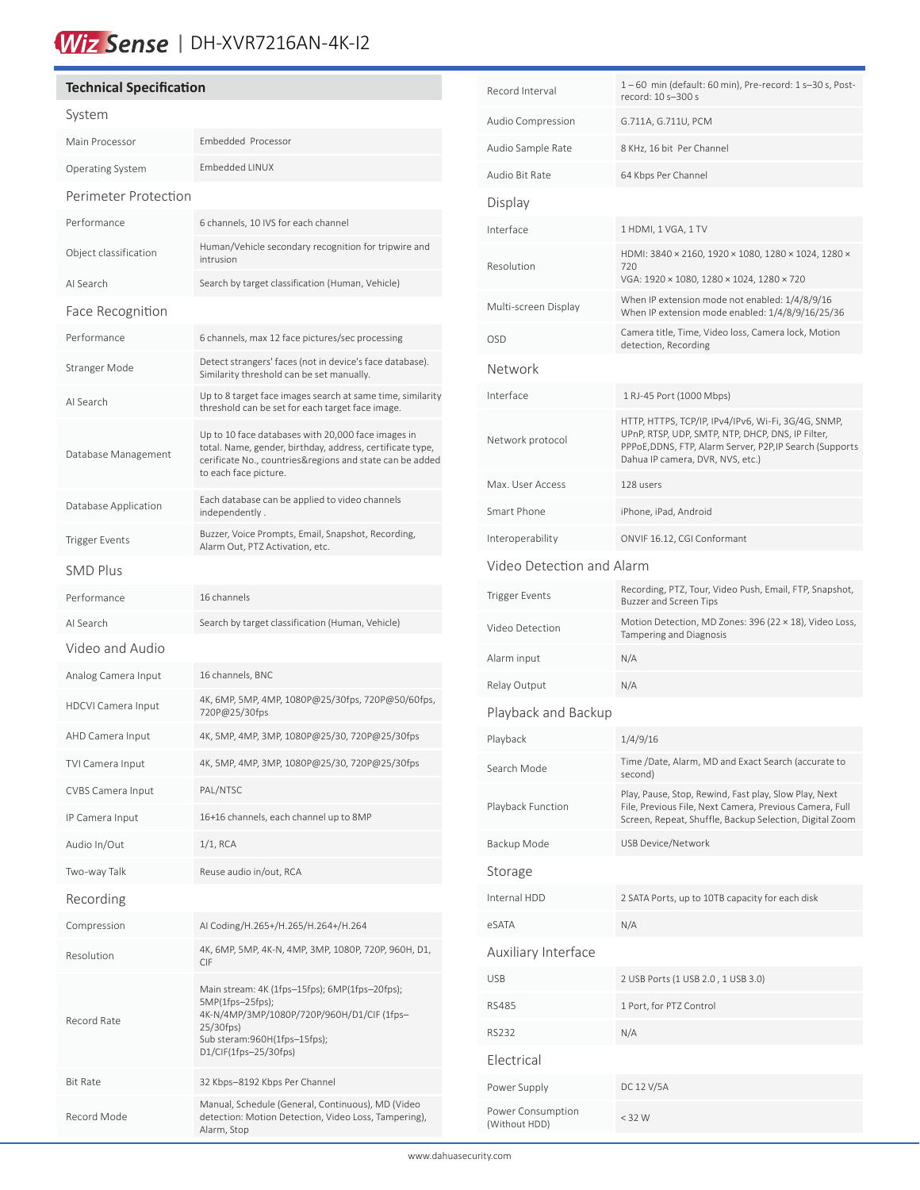WizSense | DH-XVR7216AN-4K-I2

## Technical Specification

### System

| | |
|---|---|
| Main Processor | Embedded Processor |
| Operating System | Embedded LINUX |

### Perimeter Protection

| | |
|---|---|
| Performance | 6 channels, 10 IVS for each channel |
| Object classification | Human/Vehicle secondary recognition for tripwire and intrusion |
| AI Search | Search by target classification (Human, Vehicle) |

### Face Recognition

| | |
|---|---|
| Performance | 6 channels, max 12 face pictures/sec processing |
| Stranger Mode | Detect strangers' faces (not in device's face database). Similarity threshold can be set manually. |
| AI Search | Up to 8 target face images search at same time, similarity threshold can be set for each target face image. |
| Database Management | Up to 10 face databases with 20,000 face images in total. Name, gender, birthday, address, certificate type, cerificate No., countries&regions and state can be added to each face picture. |
| Database Application | Each database can be applied to video channels independently . |
| Trigger Events | Buzzer, Voice Prompts, Email, Snapshot, Recording, Alarm Out, PTZ Activation, etc. |

### SMD Plus

| | |
|---|---|
| Performance | 16 channels |
| AI Search | Search by target classification (Human, Vehicle) |

### Video and Audio

| | |
|---|---|
| Analog Camera Input | 16 channels, BNC |
| HDCVI Camera Input | 4K, 6MP, 5MP, 4MP, 1080P@25/30fps, 720P@50/60fps, 720P@25/30fps |
| AHD Camera Input | 4K, 5MP, 4MP, 3MP, 1080P@25/30, 720P@25/30fps |
| TVI Camera Input | 4K, 5MP, 4MP, 3MP, 1080P@25/30, 720P@25/30fps |
| CVBS Camera Input | PAL/NTSC |
| IP Camera Input | 16+16 channels, each channel up to 8MP |
| Audio In/Out | 1/1, RCA |
| Two-way Talk | Reuse audio in/out, RCA |

### Recording

| | |
|---|---|
| Compression | AI Coding/H.265+/H.265/H.264+/H.264 |
| Resolution | 4K, 6MP, 5MP, 4K-N, 4MP, 3MP, 1080P, 720P, 960H, D1, CIF |
| Record Rate | Main stream: 4K (1fps–15fps); 6MP(1fps–20fps); 5MP(1fps–25fps); 4K-N/4MP/3MP/1080P/720P/960H/D1/CIF (1fps–25/30fps) Sub steram:960H(1fps–15fps); D1/CIF(1fps–25/30fps) |
| Bit Rate | 32 Kbps–8192 Kbps Per Channel |
| Record Mode | Manual, Schedule (General, Continuous), MD (Video detection: Motion Detection, Video Loss, Tampering), Alarm, Stop |
| Record Interval | 1 – 60 min (default: 60 min), Pre-record: 1 s–30 s, Post-record: 10 s–300 s |
| Audio Compression | G.711A, G.711U, PCM |
| Audio Sample Rate | 8 KHz, 16 bit Per Channel |
| Audio Bit Rate | 64 Kbps Per Channel |

### Display

| | |
|---|---|
| Interface | 1 HDMI, 1 VGA, 1 TV |
| Resolution | HDMI: 3840 × 2160, 1920 × 1080, 1280 × 1024, 1280 × 720<br>VGA: 1920 × 1080, 1280 × 1024, 1280 × 720 |
| Multi-screen Display | When IP extension mode not enabled: 1/4/8/9/16<br>When IP extension mode enabled: 1/4/8/9/16/25/36 |
| OSD | Camera title, Time, Video loss, Camera lock, Motion detection, Recording |

### Network

| | |
|---|---|
| Interface | 1 RJ-45 Port (1000 Mbps) |
| Network protocol | HTTP, HTTPS, TCP/IP, IPv4/IPv6, Wi-Fi, 3G/4G, SNMP, UPnP, RTSP, UDP, SMTP, NTP, DHCP, DNS, IP Filter, PPPoE,DDNS, FTP, Alarm Server, P2P,IP Search (Supports Dahua IP camera, DVR, NVS, etc.) |
| Max. User Access | 128 users |
| Smart Phone | iPhone, iPad, Android |
| Interoperability | ONVIF 16.12, CGI Conformant |

### Video Detection and Alarm

| | |
|---|---|
| Trigger Events | Recording, PTZ, Tour, Video Push, Email, FTP, Snapshot, Buzzer and Screen Tips |
| Video Detection | Motion Detection, MD Zones: 396 (22 × 18), Video Loss, Tampering and Diagnosis |
| Alarm input | N/A |
| Relay Output | N/A |

### Playback and Backup

| | |
|---|---|
| Playback | 1/4/9/16 |
| Search Mode | Time /Date, Alarm, MD and Exact Search (accurate to second) |
| Playback Function | Play, Pause, Stop, Rewind, Fast play, Slow Play, Next File, Previous File, Next Camera, Previous Camera, Full Screen, Repeat, Shuffle, Backup Selection, Digital Zoom |
| Backup Mode | USB Device/Network |

### Storage

| | |
|---|---|
| Internal HDD | 2 SATA Ports, up to 10TB capacity for each disk |
| eSATA | N/A |

### Auxiliary Interface

| | |
|---|---|
| USB | 2 USB Ports (1 USB 2.0 , 1 USB 3.0) |
| RS485 | 1 Port, for PTZ Control |
| RS232 | N/A |

### Electrical

| | |
|---|---|
| Power Supply | DC 12 V/5A |
| Power Consumption (Without HDD) | < 32 W |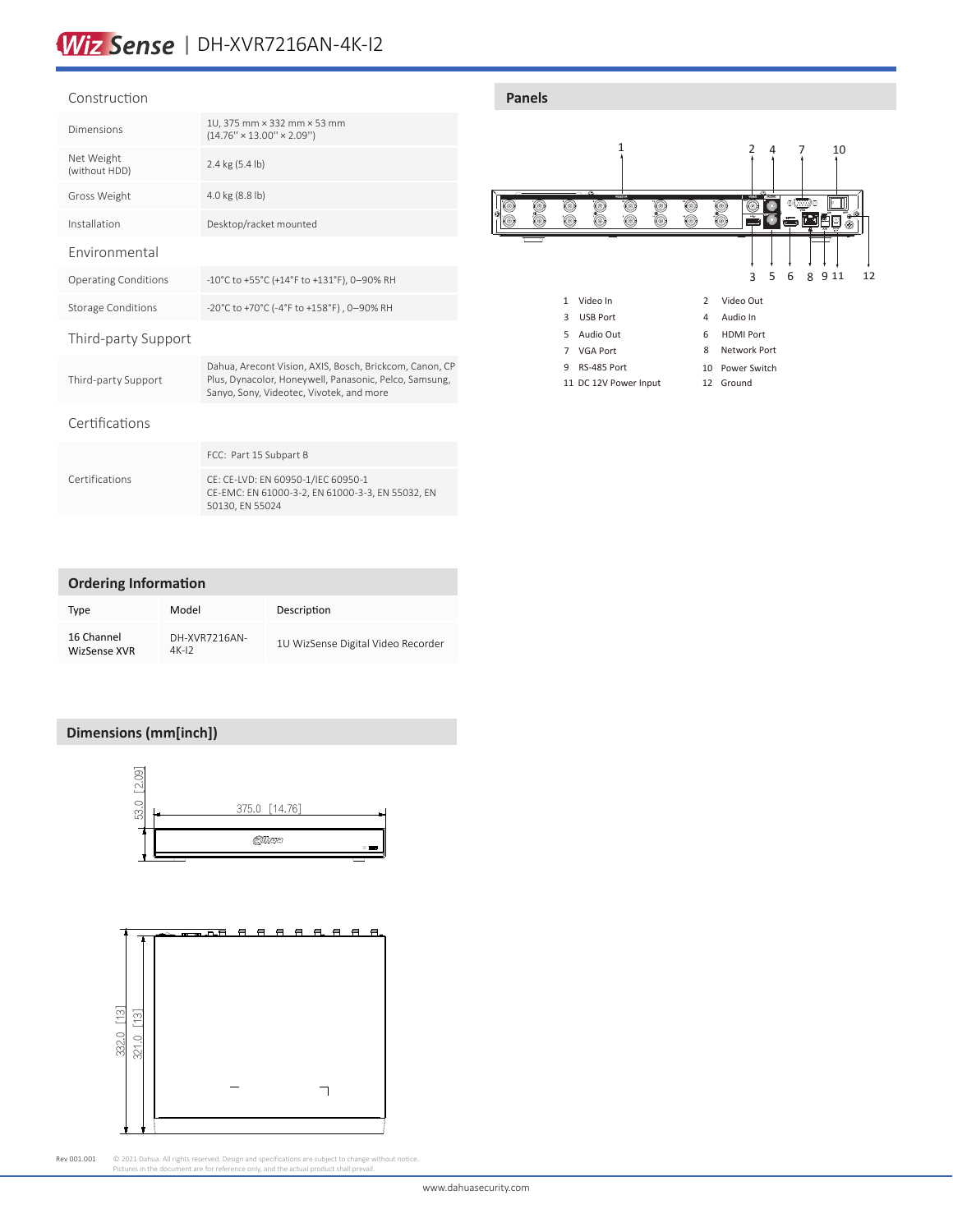## Construction

| | |
|---|---|
| Dimensions | 1U, 375 mm × 332 mm × 53 mm (14.76" × 13.00" × 2.09") |
| Net Weight (without HDD) | 2.4 kg (5.4 lb) |
| Gross Weight | 4.0 kg (8.8 lb) |
| Installation | Desktop/racket mounted |

## Environmental

| | |
|---|---|
| Operating Conditions | -10°C to +55°C (+14°F to +131°F), 0–90% RH |
| Storage Conditions | -20°C to +70°C (-4°F to +158°F) , 0–90% RH |

## Third-party Support

| | |
|---|---|
| Third-party Support | Dahua, Arecont Vision, AXIS, Bosch, Brickcom, Canon, CP Plus, Dynacolor, Honeywell, Panasonic, Pelco, Samsung, Sanyo, Sony, Videotec, Vivotek, and more |

## Certifications

| | |
|---|---|
| Certifications | FCC: Part 15 Subpart B |
| | CE: CE-LVD: EN 60950-1/IEC 60950-1<br>CE-EMC: EN 61000-3-2, EN 61000-3-3, EN 55032, EN 50130, EN 55024 |

## Panels

1 2 4 7 10
3 5 6 8 9 11 12

| | |
|---|---|
| 1 Video In | 2 Video Out |
| 3 USB Port | 4 Audio In |
| 5 Audio Out | 6 HDMI Port |
| 7 VGA Port | 8 Network Port |
| 9 RS-485 Port | 10 Power Switch |
| 11 DC 12V Power Input | 12 Ground |

## Ordering Information

| Type | Model | Description |
|---|---|---|
| 16 Channel WizSense XVR | DH-XVR7216AN-4K-I2 | 1U WizSense Digital Video Recorder |

## Dimensions (mm[inch])

53.0 [2.09]
375.0 [14.76]

332.0 [13]
321.0 [13]

Rev 001.001 © 2021 Dahua. All rights reserved. Design and specifications are subject to change without notice. Pictures in the document are for reference only, and the actual product shall prevail.